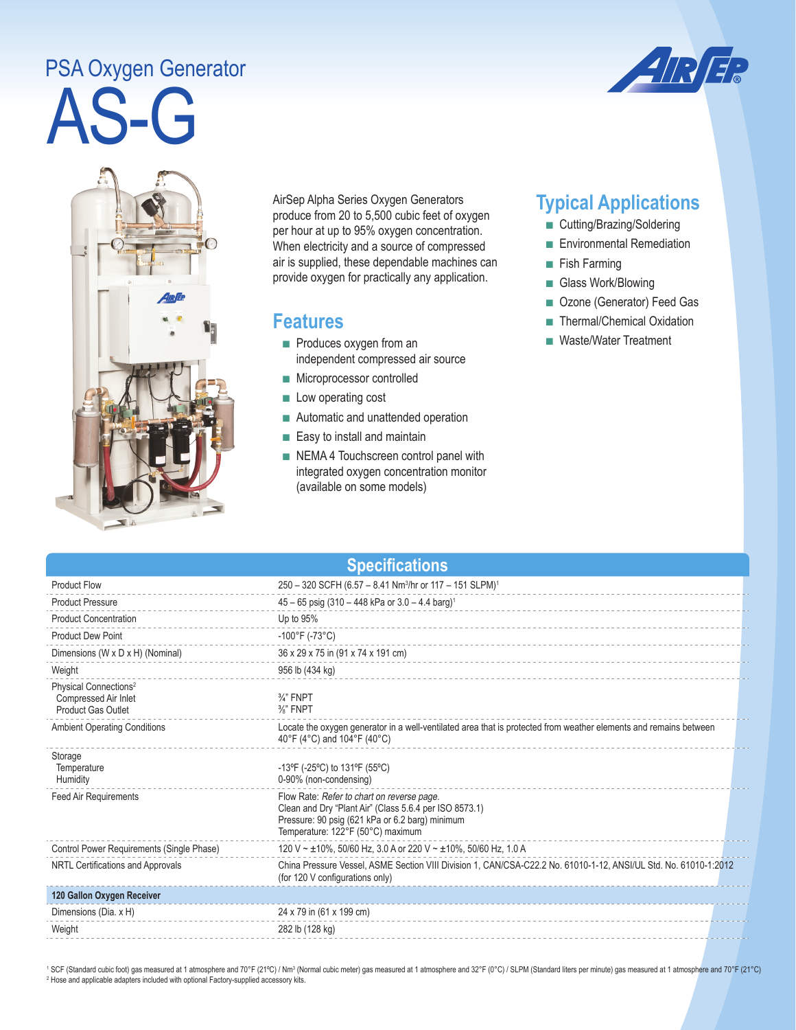PSA Oxygen Generator

# AS-G

AirSep Alpha Series Oxygen Generators produce from 20 to 5,500 cubic feet of oxygen per hour at up to 95% oxygen concentration. When electricity and a source of compressed air is supplied, these dependable machines can provide oxygen for practically any application.

## Features

- Produces oxygen from an independent compressed air source
- Microprocessor controlled
- Low operating cost
- Automatic and unattended operation
- Easy to install and maintain
- NEMA 4 Touchscreen control panel with integrated oxygen concentration monitor (available on some models)

## Typical Applications

- Cutting/Brazing/Soldering
- Environmental Remediation
- Fish Farming
- Glass Work/Blowing
- Ozone (Generator) Feed Gas
- Thermal/Chemical Oxidation
- Waste/Water Treatment

## Specifications

| | |
|---|---|
| Product Flow | 250 – 320 SCFH (6.57 – 8.41 Nm³/hr or 117 – 151 SLPM)[1] |
| Product Pressure | 45 – 65 psig (310 – 448 kPa or 3.0 – 4.4 barg)[1] |
| Product Concentration | Up to 95% |
| Product Dew Point | -100°F (-73°C) |
| Dimensions (W x D x H) (Nominal) | 36 x 29 x 75 in (91 x 74 x 191 cm) |
| Weight | 956 lb (434 kg) |
| Physical Connections[2]<br>Compressed Air Inlet<br>Product Gas Outlet | <br>¾" FNPT<br>⅜" FNPT |
| Ambient Operating Conditions | Locate the oxygen generator in a well-ventilated area that is protected from weather elements and remains between 40°F (4°C) and 104°F (40°C) |
| Storage<br>Temperature<br>Humidity | <br>-13ºF (-25ºC) to 131ºF (55ºC)<br>0-90% (non-condensing) |
| Feed Air Requirements | Flow Rate: *Refer to chart on reverse page.*<br>Clean and Dry "Plant Air" (Class 5.6.4 per ISO 8573.1)<br>Pressure: 90 psig (621 kPa or 6.2 barg) minimum<br>Temperature: 122°F (50°C) maximum |
| Control Power Requirements (Single Phase) | 120 V ~ ±10%, 50/60 Hz, 3.0 A or 220 V ~ ±10%, 50/60 Hz, 1.0 A |
| NRTL Certifications and Approvals | China Pressure Vessel, ASME Section VIII Division 1, CAN/CSA-C22.2 No. 61010-1-12, ANSI/UL Std. No. 61010-1:2012 (for 120 V configurations only) |
| **120 Gallon Oxygen Receiver** | |
| Dimensions (Dia. x H) | 24 x 79 in (61 x 199 cm) |
| Weight | 282 lb (128 kg) |

[1] SCF (Standard cubic foot) gas measured at 1 atmosphere and 70°F (21ºC) / Nm³ (Normal cubic meter) gas measured at 1 atmosphere and 32°F (0°C) / SLPM (Standard liters per minute) gas measured at 1 atmosphere and 70°F (21°C)
[2] Hose and applicable adapters included with optional Factory-supplied accessory kits.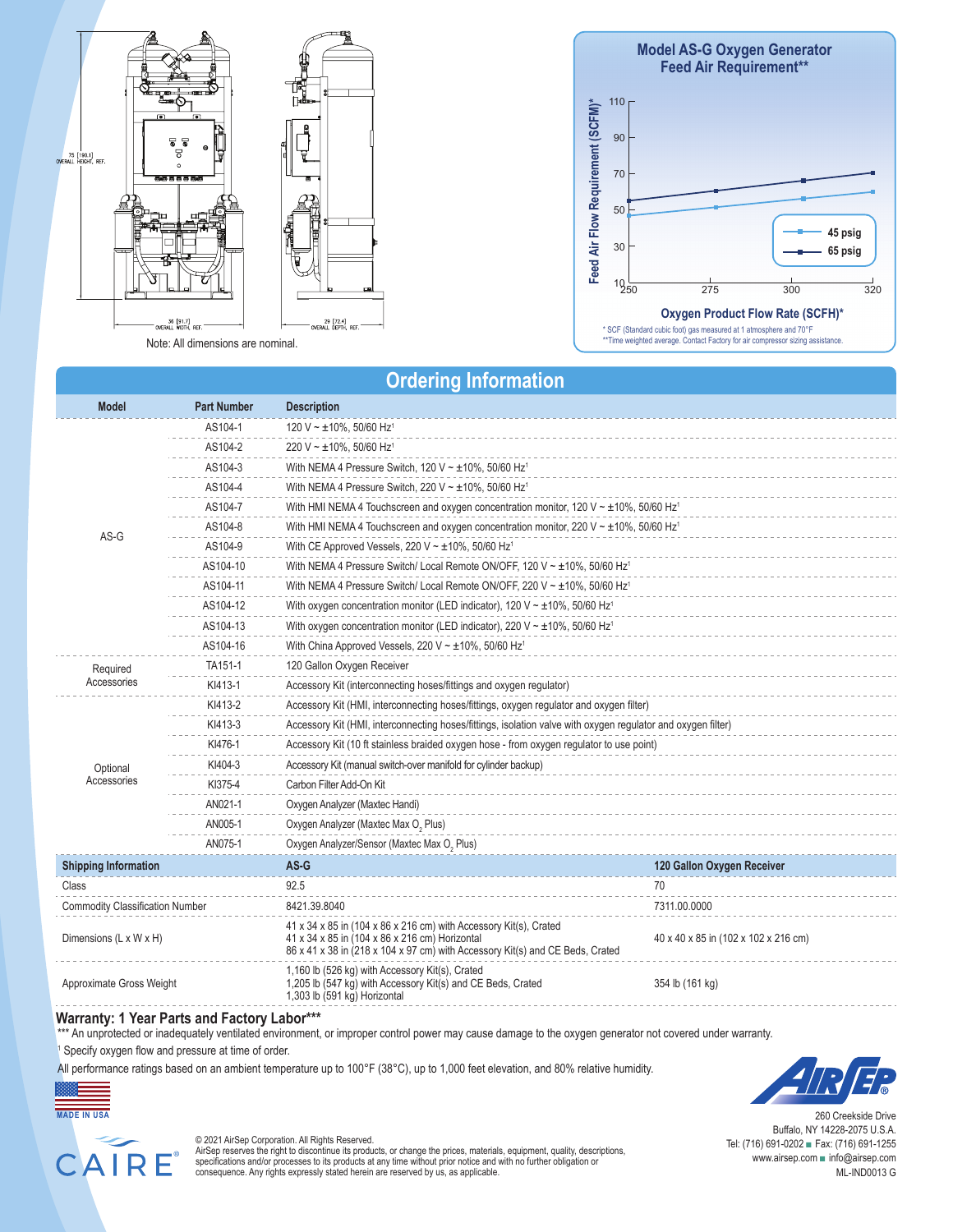75 [190.1] OVERALL HEIGHT, REF.

36 [91.7] OVERALL WIDTH, REF.

29 [72.4] OVERALL DEPTH, REF.

Note: All dimensions are nominal.

**Model AS-G Oxygen Generator Feed Air Requirement****

Feed Air Flow Requirement (SCFM)*

110
90
70
50
30
10

250
275
300
320

45 psig
65 psig

Oxygen Product Flow Rate (SCFH)*

* SCF (Standard cubic foot) gas measured at 1 atmosphere and 70°F
**Time weighted average. Contact Factory for air compressor sizing assistance.

## Ordering Information

| Model | Part Number | Description |
|---|---|---|
| AS-G | AS104-1 | 120 V ~ ±10%, 50/60 Hz[1] |
| | AS104-2 | 220 V ~ ±10%, 50/60 Hz[1] |
| | AS104-3 | With NEMA 4 Pressure Switch, 120 V ~ ±10%, 50/60 Hz[1] |
| | AS104-4 | With NEMA 4 Pressure Switch, 220 V ~ ±10%, 50/60 Hz[1] |
| | AS104-7 | With HMI NEMA 4 Touchscreen and oxygen concentration monitor, 120 V ~ ±10%, 50/60 Hz[1] |
| | AS104-8 | With HMI NEMA 4 Touchscreen and oxygen concentration monitor, 220 V ~ ±10%, 50/60 Hz[1] |
| | AS104-9 | With CE Approved Vessels, 220 V ~ ±10%, 50/60 Hz[1] |
| | AS104-10 | With NEMA 4 Pressure Switch/ Local Remote ON/OFF, 120 V ~ ±10%, 50/60 Hz[1] |
| | AS104-11 | With NEMA 4 Pressure Switch/ Local Remote ON/OFF, 220 V ~ ±10%, 50/60 Hz[1] |
| | AS104-12 | With oxygen concentration monitor (LED indicator), 120 V ~ ±10%, 50/60 Hz[1] |
| | AS104-13 | With oxygen concentration monitor (LED indicator), 220 V ~ ±10%, 50/60 Hz[1] |
| | AS104-16 | With China Approved Vessels, 220 V ~ ±10%, 50/60 Hz[1] |
| Required Accessories | TA151-1 | 120 Gallon Oxygen Receiver |
| | KI413-1 | Accessory Kit (interconnecting hoses/fittings and oxygen regulator) |
| Optional Accessories | KI413-2 | Accessory Kit (HMI, interconnecting hoses/fittings, oxygen regulator and oxygen filter) |
| | KI413-3 | Accessory Kit (HMI, interconnecting hoses/fittings, isolation valve with oxygen regulator and oxygen filter) |
| | KI476-1 | Accessory Kit (10 ft stainless braided oxygen hose - from oxygen regulator to use point) |
| | KI404-3 | Accessory Kit (manual switch-over manifold for cylinder backup) |
| | KI375-4 | Carbon Filter Add-On Kit |
| | AN021-1 | Oxygen Analyzer (Maxtec Handi) |
| | AN005-1 | Oxygen Analyzer (Maxtec Max $O_2$ Plus) |
| | AN075-1 | Oxygen Analyzer/Sensor (Maxtec Max $O_2$ Plus) |

| Shipping Information | AS-G | 120 Gallon Oxygen Receiver |
|---|---|---|
| Class | 92.5 | 70 |
| Commodity Classification Number | 8421.39.8040 | 7311.00.0000 |
| Dimensions (L x W x H) | 41 x 34 x 85 in (104 x 86 x 216 cm) with Accessory Kit(s), Crated<br>41 x 34 x 85 in (104 x 86 x 216 cm) Horizontal<br>86 x 41 x 38 in (218 x 104 x 97 cm) with Accessory Kit(s) and CE Beds, Crated | 40 x 40 x 85 in (102 x 102 x 216 cm) |
| Approximate Gross Weight | 1,160 lb (526 kg) with Accessory Kit(s), Crated<br>1,205 lb (547 kg) with Accessory Kit(s) and CE Beds, Crated<br>1,303 lb (591 kg) Horizontal | 354 lb (161 kg) |

## Warranty: 1 Year Parts and Factory Labor***

*** An unprotected or inadequately ventilated environment, or improper control power may cause damage to the oxygen generator not covered under warranty.

[1] Specify oxygen flow and pressure at time of order.

All performance ratings based on an ambient temperature up to 100°F (38°C), up to 1,000 feet elevation, and 80% relative humidity.

MADE IN USA

CAIRE

© 2021 AirSep Corporation. All Rights Reserved.
AirSep reserves the right to discontinue its products, or change the prices, materials, equipment, quality, descriptions, specifications and/or processes to its products at any time without prior notice and with no further obligation or consequence. Any rights expressly stated herein are reserved by us, as applicable.

AIRSEP

260 Creekside Drive
Buffalo, NY 14228-2075 U.S.A.
Tel: (716) 691-0202 ■ Fax: (716) 691-1255
www.airsep.com ■ info@airsep.com
ML-IND0013 G